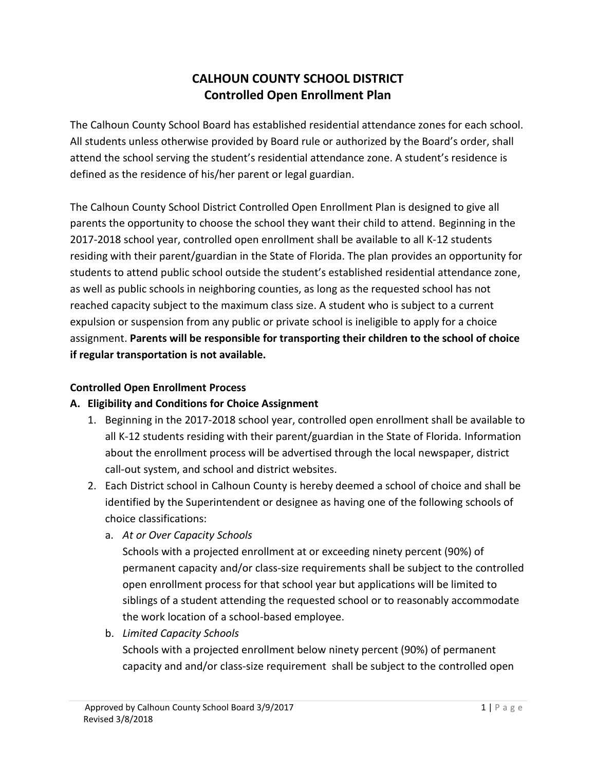# CALHOUN COUNTY SCHOOL DISTRICT
## Controlled Open Enrollment Plan

The Calhoun County School Board has established residential attendance zones for each school. All students unless otherwise provided by Board rule or authorized by the Board's order, shall attend the school serving the student's residential attendance zone. A student's residence is defined as the residence of his/her parent or legal guardian.

The Calhoun County School District Controlled Open Enrollment Plan is designed to give all parents the opportunity to choose the school they want their child to attend. Beginning in the 2017-2018 school year, controlled open enrollment shall be available to all K-12 students residing with their parent/guardian in the State of Florida. The plan provides an opportunity for students to attend public school outside the student's established residential attendance zone, as well as public schools in neighboring counties, as long as the requested school has not reached capacity subject to the maximum class size. A student who is subject to a current expulsion or suspension from any public or private school is ineligible to apply for a choice assignment. **Parents will be responsible for transporting their children to the school of choice if regular transportation is not available.**

### Controlled Open Enrollment Process

### A. Eligibility and Conditions for Choice Assignment

1. Beginning in the 2017-2018 school year, controlled open enrollment shall be available to all K-12 students residing with their parent/guardian in the State of Florida. Information about the enrollment process will be advertised through the local newspaper, district call-out system, and school and district websites.
2. Each District school in Calhoun County is hereby deemed a school of choice and shall be identified by the Superintendent or designee as having one of the following schools of choice classifications:
   a. *At or Over Capacity Schools*
   Schools with a projected enrollment at or exceeding ninety percent (90%) of permanent capacity and/or class-size requirements shall be subject to the controlled open enrollment process for that school year but applications will be limited to siblings of a student attending the requested school or to reasonably accommodate the work location of a school-based employee.
   b. *Limited Capacity Schools*
   Schools with a projected enrollment below ninety percent (90%) of permanent capacity and and/or class-size requirement shall be subject to the controlled open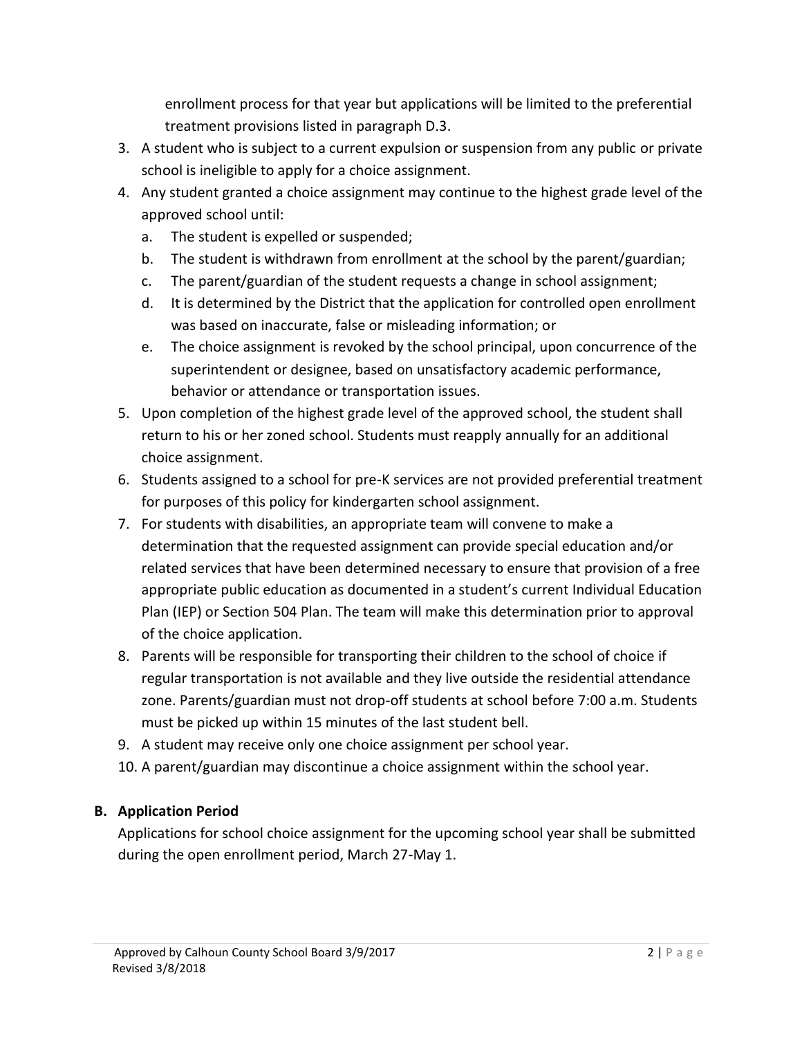enrollment process for that year but applications will be limited to the preferential treatment provisions listed in paragraph D.3.

3. A student who is subject to a current expulsion or suspension from any public or private school is ineligible to apply for a choice assignment.
4. Any student granted a choice assignment may continue to the highest grade level of the approved school until:
   a. The student is expelled or suspended;
   b. The student is withdrawn from enrollment at the school by the parent/guardian;
   c. The parent/guardian of the student requests a change in school assignment;
   d. It is determined by the District that the application for controlled open enrollment was based on inaccurate, false or misleading information; or
   e. The choice assignment is revoked by the school principal, upon concurrence of the superintendent or designee, based on unsatisfactory academic performance, behavior or attendance or transportation issues.
5. Upon completion of the highest grade level of the approved school, the student shall return to his or her zoned school. Students must reapply annually for an additional choice assignment.
6. Students assigned to a school for pre-K services are not provided preferential treatment for purposes of this policy for kindergarten school assignment.
7. For students with disabilities, an appropriate team will convene to make a determination that the requested assignment can provide special education and/or related services that have been determined necessary to ensure that provision of a free appropriate public education as documented in a student's current Individual Education Plan (IEP) or Section 504 Plan. The team will make this determination prior to approval of the choice application.
8. Parents will be responsible for transporting their children to the school of choice if regular transportation is not available and they live outside the residential attendance zone. Parents/guardian must not drop-off students at school before 7:00 a.m. Students must be picked up within 15 minutes of the last student bell.
9. A student may receive only one choice assignment per school year.
10. A parent/guardian may discontinue a choice assignment within the school year.

## B. Application Period

Applications for school choice assignment for the upcoming school year shall be submitted during the open enrollment period, March 27-May 1.

Approved by Calhoun County School Board 3/9/2017
Revised 3/8/2018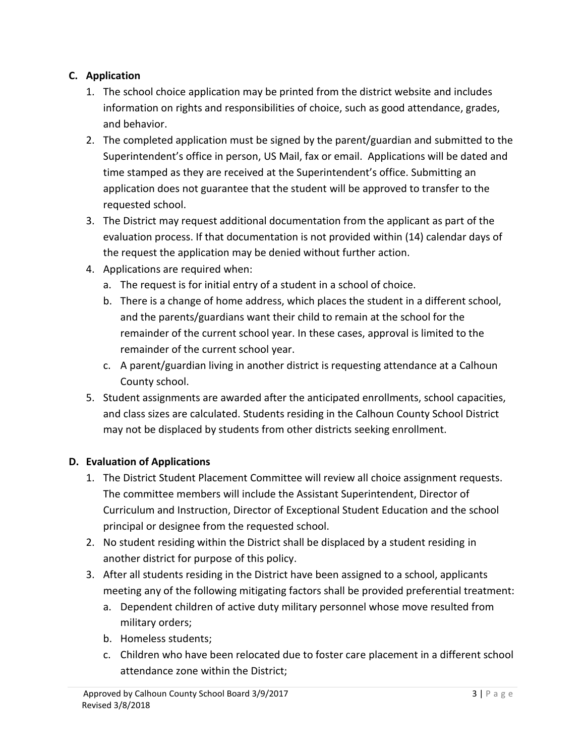### C. Application

1. The school choice application may be printed from the district website and includes information on rights and responsibilities of choice, such as good attendance, grades, and behavior.
2. The completed application must be signed by the parent/guardian and submitted to the Superintendent's office in person, US Mail, fax or email. Applications will be dated and time stamped as they are received at the Superintendent's office. Submitting an application does not guarantee that the student will be approved to transfer to the requested school.
3. The District may request additional documentation from the applicant as part of the evaluation process. If that documentation is not provided within (14) calendar days of the request the application may be denied without further action.
4. Applications are required when:
   a. The request is for initial entry of a student in a school of choice.
   b. There is a change of home address, which places the student in a different school, and the parents/guardians want their child to remain at the school for the remainder of the current school year. In these cases, approval is limited to the remainder of the current school year.
   c. A parent/guardian living in another district is requesting attendance at a Calhoun County school.
5. Student assignments are awarded after the anticipated enrollments, school capacities, and class sizes are calculated. Students residing in the Calhoun County School District may not be displaced by students from other districts seeking enrollment.

### D. Evaluation of Applications

1. The District Student Placement Committee will review all choice assignment requests. The committee members will include the Assistant Superintendent, Director of Curriculum and Instruction, Director of Exceptional Student Education and the school principal or designee from the requested school.
2. No student residing within the District shall be displaced by a student residing in another district for purpose of this policy.
3. After all students residing in the District have been assigned to a school, applicants meeting any of the following mitigating factors shall be provided preferential treatment:
   a. Dependent children of active duty military personnel whose move resulted from military orders;
   b. Homeless students;
   c. Children who have been relocated due to foster care placement in a different school attendance zone within the District;

Approved by Calhoun County School Board 3/9/2017
Revised 3/8/2018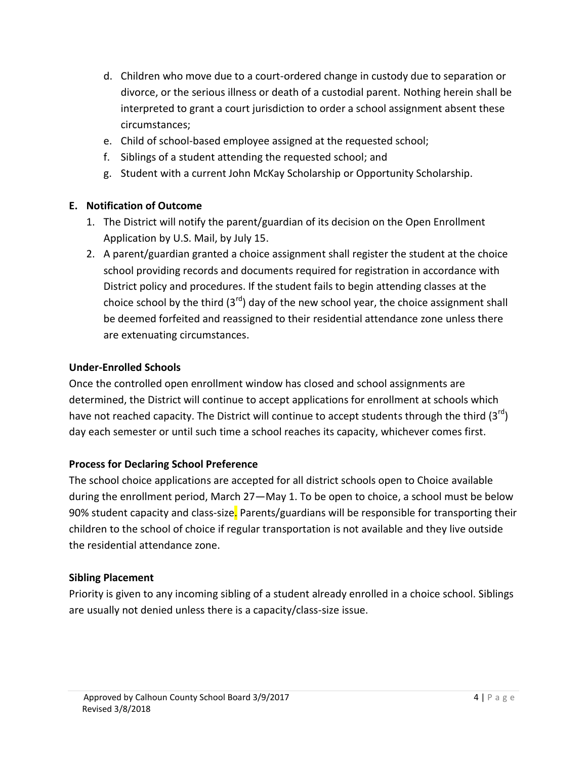d. Children who move due to a court-ordered change in custody due to separation or divorce, or the serious illness or death of a custodial parent. Nothing herein shall be interpreted to grant a court jurisdiction to order a school assignment absent these circumstances;
e. Child of school-based employee assigned at the requested school;
f. Siblings of a student attending the requested school; and
g. Student with a current John McKay Scholarship or Opportunity Scholarship.

**E. Notification of Outcome**

1. The District will notify the parent/guardian of its decision on the Open Enrollment Application by U.S. Mail, by July 15.
2. A parent/guardian granted a choice assignment shall register the student at the choice school providing records and documents required for registration in accordance with District policy and procedures. If the student fails to begin attending classes at the choice school by the third (3rd) day of the new school year, the choice assignment shall be deemed forfeited and reassigned to their residential attendance zone unless there are extenuating circumstances.

**Under-Enrolled Schools**

Once the controlled open enrollment window has closed and school assignments are determined, the District will continue to accept applications for enrollment at schools which have not reached capacity. The District will continue to accept students through the third (3rd) day each semester or until such time a school reaches its capacity, whichever comes first.

**Process for Declaring School Preference**

The school choice applications are accepted for all district schools open to Choice available during the enrollment period, March 27—May 1. To be open to choice, a school must be below 90% student capacity and class-size. Parents/guardians will be responsible for transporting their children to the school of choice if regular transportation is not available and they live outside the residential attendance zone.

**Sibling Placement**

Priority is given to any incoming sibling of a student already enrolled in a choice school. Siblings are usually not denied unless there is a capacity/class-size issue.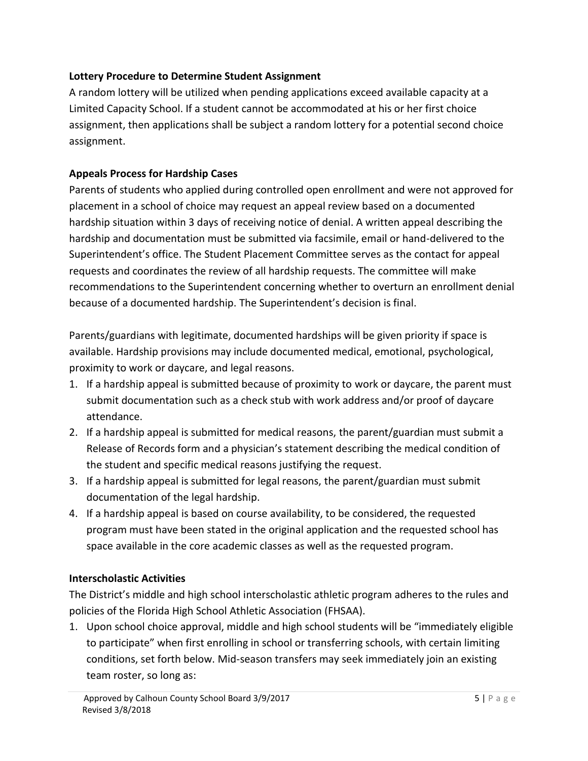**Lottery Procedure to Determine Student Assignment**

A random lottery will be utilized when pending applications exceed available capacity at a Limited Capacity School. If a student cannot be accommodated at his or her first choice assignment, then applications shall be subject a random lottery for a potential second choice assignment.

**Appeals Process for Hardship Cases**

Parents of students who applied during controlled open enrollment and were not approved for placement in a school of choice may request an appeal review based on a documented hardship situation within 3 days of receiving notice of denial. A written appeal describing the hardship and documentation must be submitted via facsimile, email or hand-delivered to the Superintendent's office. The Student Placement Committee serves as the contact for appeal requests and coordinates the review of all hardship requests. The committee will make recommendations to the Superintendent concerning whether to overturn an enrollment denial because of a documented hardship. The Superintendent's decision is final.

Parents/guardians with legitimate, documented hardships will be given priority if space is available. Hardship provisions may include documented medical, emotional, psychological, proximity to work or daycare, and legal reasons.

1. If a hardship appeal is submitted because of proximity to work or daycare, the parent must submit documentation such as a check stub with work address and/or proof of daycare attendance.
2. If a hardship appeal is submitted for medical reasons, the parent/guardian must submit a Release of Records form and a physician's statement describing the medical condition of the student and specific medical reasons justifying the request.
3. If a hardship appeal is submitted for legal reasons, the parent/guardian must submit documentation of the legal hardship.
4. If a hardship appeal is based on course availability, to be considered, the requested program must have been stated in the original application and the requested school has space available in the core academic classes as well as the requested program.

**Interscholastic Activities**

The District's middle and high school interscholastic athletic program adheres to the rules and policies of the Florida High School Athletic Association (FHSAA).

1. Upon school choice approval, middle and high school students will be "immediately eligible to participate" when first enrolling in school or transferring schools, with certain limiting conditions, set forth below. Mid-season transfers may seek immediately join an existing team roster, so long as:

Approved by Calhoun County School Board 3/9/2017
Revised 3/8/2018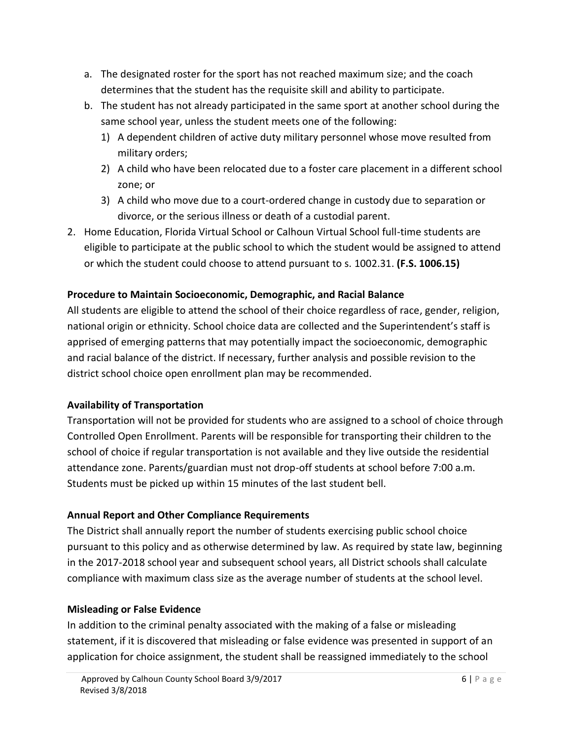a. The designated roster for the sport has not reached maximum size; and the coach determines that the student has the requisite skill and ability to participate.
b. The student has not already participated in the same sport at another school during the same school year, unless the student meets one of the following:
   1) A dependent children of active duty military personnel whose move resulted from military orders;
   2) A child who have been relocated due to a foster care placement in a different school zone; or
   3) A child who move due to a court-ordered change in custody due to separation or divorce, or the serious illness or death of a custodial parent.

2. Home Education, Florida Virtual School or Calhoun Virtual School full-time students are eligible to participate at the public school to which the student would be assigned to attend or which the student could choose to attend pursuant to s. 1002.31. **(F.S. 1006.15)**

**Procedure to Maintain Socioeconomic, Demographic, and Racial Balance**

All students are eligible to attend the school of their choice regardless of race, gender, religion, national origin or ethnicity. School choice data are collected and the Superintendent's staff is apprised of emerging patterns that may potentially impact the socioeconomic, demographic and racial balance of the district. If necessary, further analysis and possible revision to the district school choice open enrollment plan may be recommended.

**Availability of Transportation**

Transportation will not be provided for students who are assigned to a school of choice through Controlled Open Enrollment. Parents will be responsible for transporting their children to the school of choice if regular transportation is not available and they live outside the residential attendance zone. Parents/guardian must not drop-off students at school before 7:00 a.m. Students must be picked up within 15 minutes of the last student bell.

**Annual Report and Other Compliance Requirements**

The District shall annually report the number of students exercising public school choice pursuant to this policy and as otherwise determined by law. As required by state law, beginning in the 2017-2018 school year and subsequent school years, all District schools shall calculate compliance with maximum class size as the average number of students at the school level.

**Misleading or False Evidence**

In addition to the criminal penalty associated with the making of a false or misleading statement, if it is discovered that misleading or false evidence was presented in support of an application for choice assignment, the student shall be reassigned immediately to the school

Approved by Calhoun County School Board 3/9/2017
Revised 3/8/2018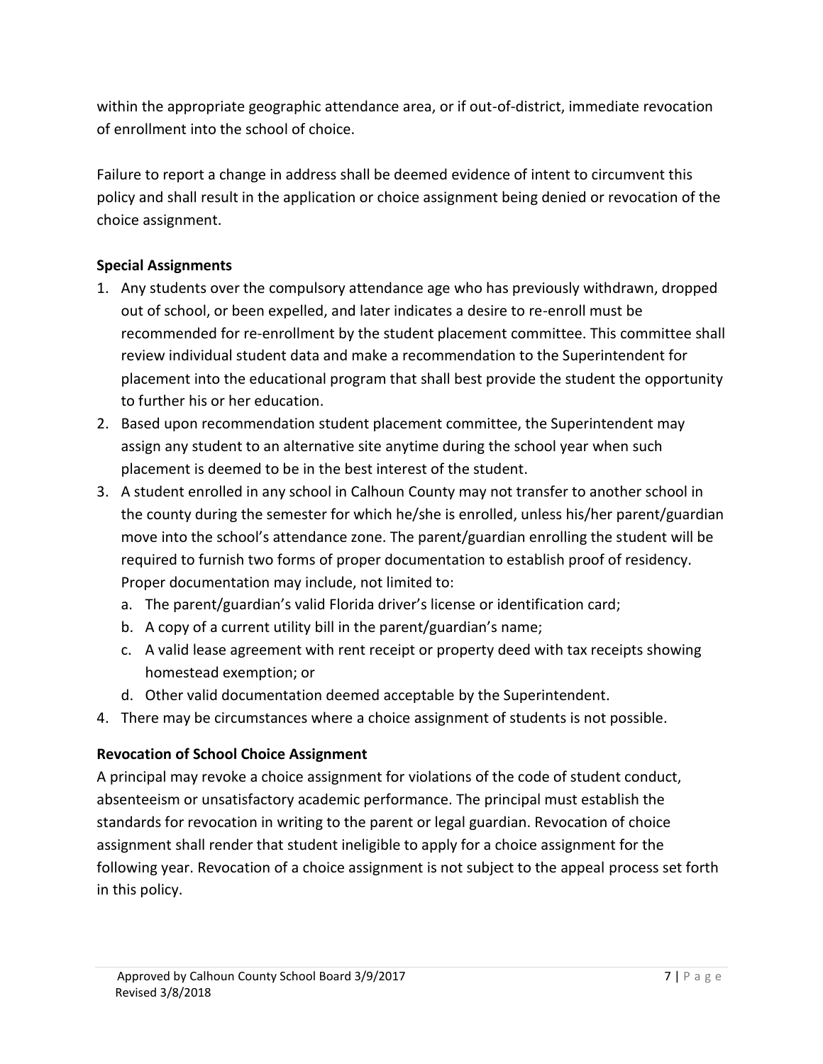within the appropriate geographic attendance area, or if out-of-district, immediate revocation of enrollment into the school of choice.

Failure to report a change in address shall be deemed evidence of intent to circumvent this policy and shall result in the application or choice assignment being denied or revocation of the choice assignment.

**Special Assignments**

1. Any students over the compulsory attendance age who has previously withdrawn, dropped out of school, or been expelled, and later indicates a desire to re-enroll must be recommended for re-enrollment by the student placement committee. This committee shall review individual student data and make a recommendation to the Superintendent for placement into the educational program that shall best provide the student the opportunity to further his or her education.
2. Based upon recommendation student placement committee, the Superintendent may assign any student to an alternative site anytime during the school year when such placement is deemed to be in the best interest of the student.
3. A student enrolled in any school in Calhoun County may not transfer to another school in the county during the semester for which he/she is enrolled, unless his/her parent/guardian move into the school's attendance zone. The parent/guardian enrolling the student will be required to furnish two forms of proper documentation to establish proof of residency. Proper documentation may include, not limited to:
   a. The parent/guardian's valid Florida driver's license or identification card;
   b. A copy of a current utility bill in the parent/guardian's name;
   c. A valid lease agreement with rent receipt or property deed with tax receipts showing homestead exemption; or
   d. Other valid documentation deemed acceptable by the Superintendent.
4. There may be circumstances where a choice assignment of students is not possible.

**Revocation of School Choice Assignment**

A principal may revoke a choice assignment for violations of the code of student conduct, absenteeism or unsatisfactory academic performance. The principal must establish the standards for revocation in writing to the parent or legal guardian. Revocation of choice assignment shall render that student ineligible to apply for a choice assignment for the following year. Revocation of a choice assignment is not subject to the appeal process set forth in this policy.